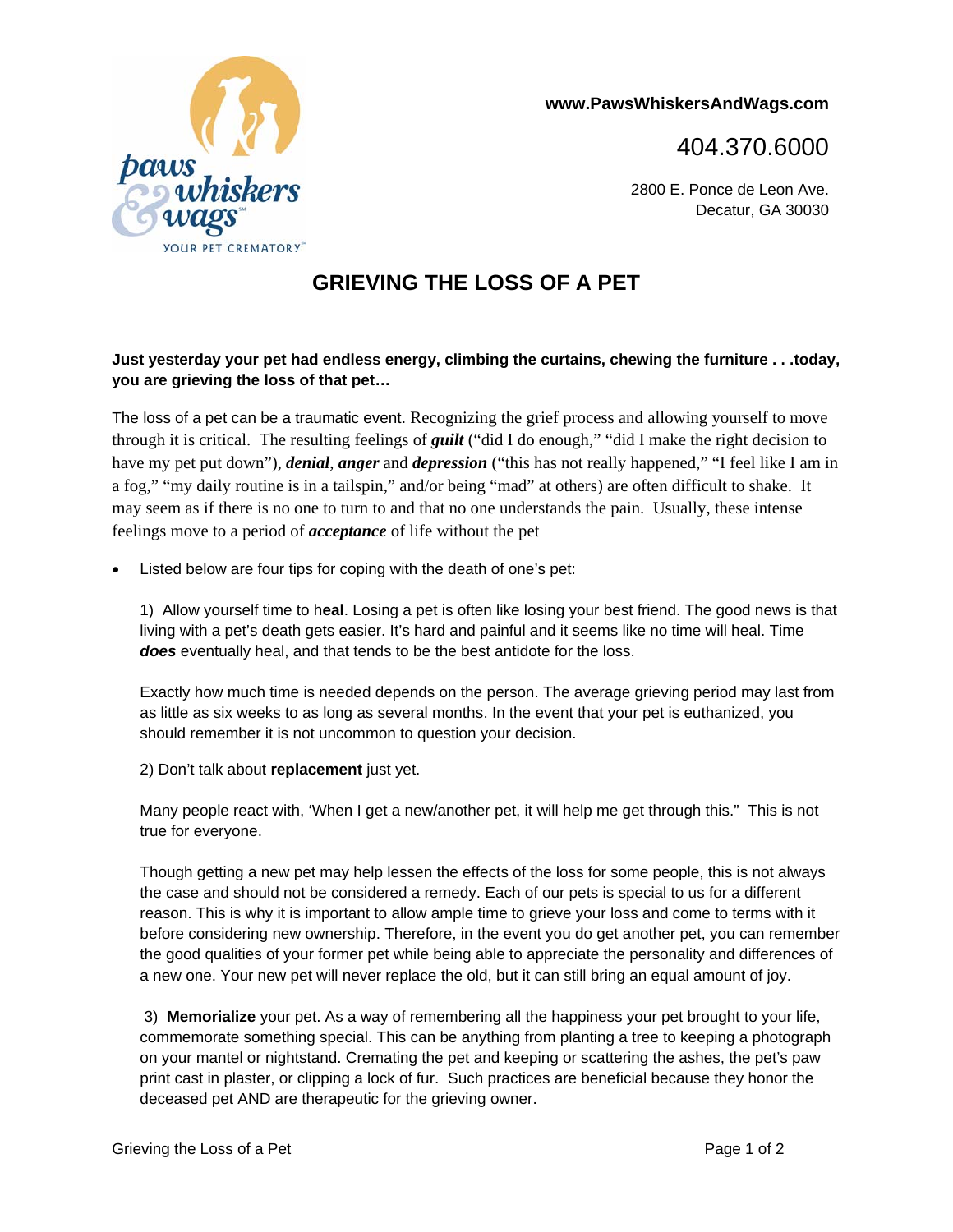paws whiskers & wags
YOUR PET CREMATORY

www.PawsWhiskersAndWags.com

404.370.6000

2800 E. Ponce de Leon Ave.
Decatur, GA 30030

# GRIEVING THE LOSS OF A PET

**Just yesterday your pet had endless energy, climbing the curtains, chewing the furniture . . .today, you are grieving the loss of that pet…**

The loss of a pet can be a traumatic event. Recognizing the grief process and allowing yourself to move through it is critical. The resulting feelings of ***guilt*** ("did I do enough," "did I make the right decision to have my pet put down"), ***denial***, ***anger*** and ***depression*** ("this has not really happened," "I feel like I am in a fog," "my daily routine is in a tailspin," and/or being "mad" at others) are often difficult to shake. It may seem as if there is no one to turn to and that no one understands the pain. Usually, these intense feelings move to a period of ***acceptance*** of life without the pet

- Listed below are four tips for coping with the death of one's pet:

1) Allow yourself time to h**eal**. Losing a pet is often like losing your best friend. The good news is that living with a pet's death gets easier. It's hard and painful and it seems like no time will heal. Time ***does*** eventually heal, and that tends to be the best antidote for the loss.

Exactly how much time is needed depends on the person. The average grieving period may last from as little as six weeks to as long as several months. In the event that your pet is euthanized, you should remember it is not uncommon to question your decision.

2) Don't talk about **replacement** just yet.

Many people react with, 'When I get a new/another pet, it will help me get through this." This is not true for everyone.

Though getting a new pet may help lessen the effects of the loss for some people, this is not always the case and should not be considered a remedy. Each of our pets is special to us for a different reason. This is why it is important to allow ample time to grieve your loss and come to terms with it before considering new ownership. Therefore, in the event you do get another pet, you can remember the good qualities of your former pet while being able to appreciate the personality and differences of a new one. Your new pet will never replace the old, but it can still bring an equal amount of joy.

3) **Memorialize** your pet. As a way of remembering all the happiness your pet brought to your life, commemorate something special. This can be anything from planting a tree to keeping a photograph on your mantel or nightstand. Cremating the pet and keeping or scattering the ashes, the pet's paw print cast in plaster, or clipping a lock of fur. Such practices are beneficial because they honor the deceased pet AND are therapeutic for the grieving owner.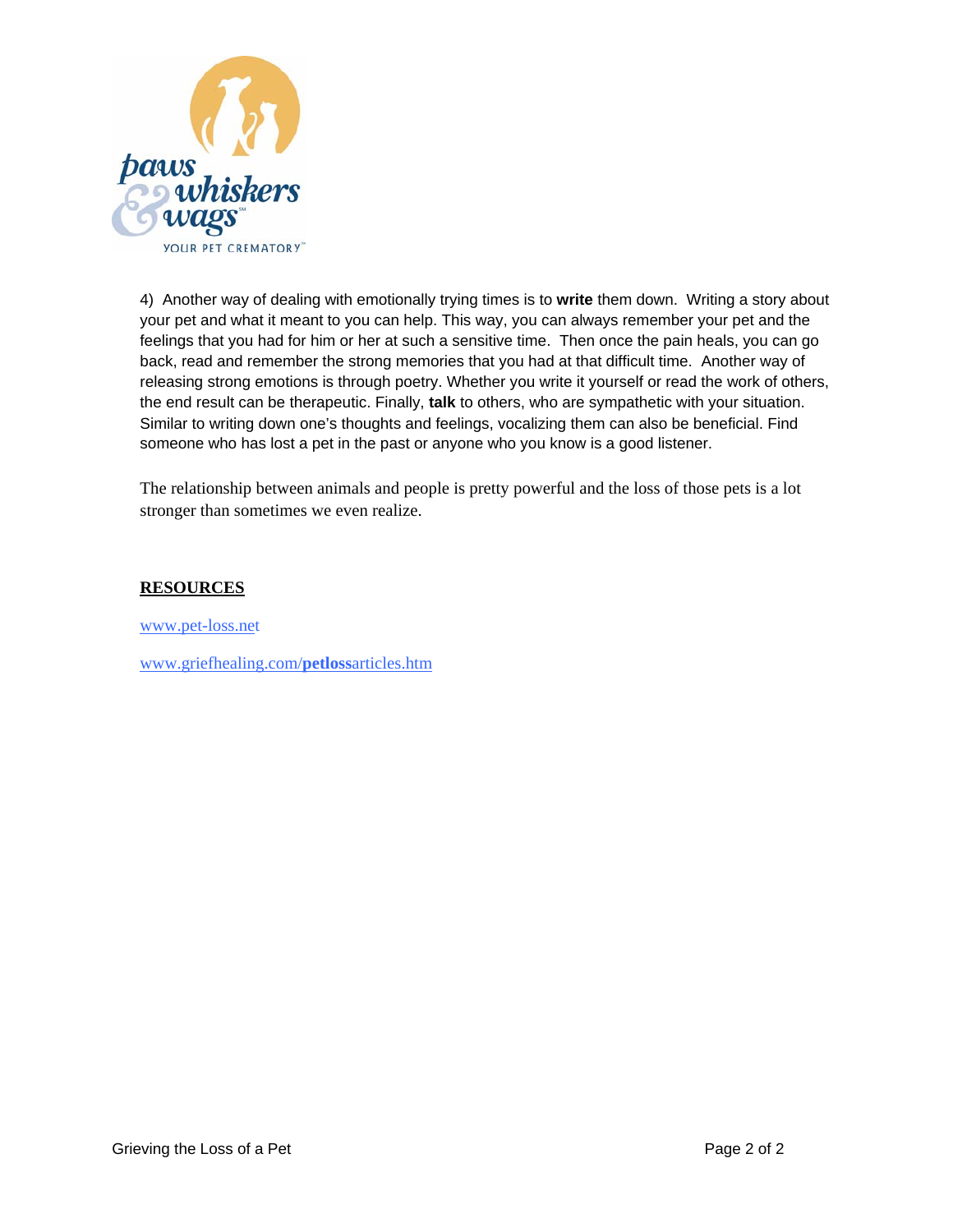4) Another way of dealing with emotionally trying times is to **write** them down. Writing a story about your pet and what it meant to you can help. This way, you can always remember your pet and the feelings that you had for him or her at such a sensitive time. Then once the pain heals, you can go back, read and remember the strong memories that you had at that difficult time. Another way of releasing strong emotions is through poetry. Whether you write it yourself or read the work of others, the end result can be therapeutic. Finally, **talk** to others, who are sympathetic with your situation. Similar to writing down one's thoughts and feelings, vocalizing them can also be beneficial. Find someone who has lost a pet in the past or anyone who you know is a good listener.

The relationship between animals and people is pretty powerful and the loss of those pets is a lot stronger than sometimes we even realize.

**RESOURCES**

www.pet-loss.net

www.griefhealing.com/**petloss**articles.htm